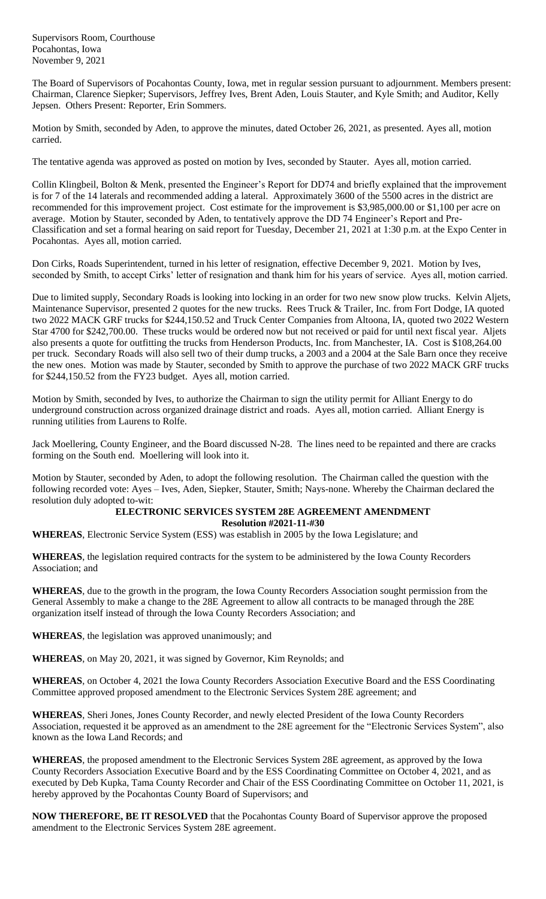Supervisors Room, Courthouse
Pocahontas, Iowa
November 9, 2021

The Board of Supervisors of Pocahontas County, Iowa, met in regular session pursuant to adjournment. Members present: Chairman, Clarence Siepker; Supervisors, Jeffrey Ives, Brent Aden, Louis Stauter, and Kyle Smith; and Auditor, Kelly Jepsen. Others Present: Reporter, Erin Sommers.

Motion by Smith, seconded by Aden, to approve the minutes, dated October 26, 2021, as presented. Ayes all, motion carried.

The tentative agenda was approved as posted on motion by Ives, seconded by Stauter. Ayes all, motion carried.

Collin Klingbeil, Bolton & Menk, presented the Engineer's Report for DD74 and briefly explained that the improvement is for 7 of the 14 laterals and recommended adding a lateral. Approximately 3600 of the 5500 acres in the district are recommended for this improvement project. Cost estimate for the improvement is $3,985,000.00 or $1,100 per acre on average. Motion by Stauter, seconded by Aden, to tentatively approve the DD 74 Engineer's Report and Pre-Classification and set a formal hearing on said report for Tuesday, December 21, 2021 at 1:30 p.m. at the Expo Center in Pocahontas. Ayes all, motion carried.

Don Cirks, Roads Superintendent, turned in his letter of resignation, effective December 9, 2021. Motion by Ives, seconded by Smith, to accept Cirks' letter of resignation and thank him for his years of service. Ayes all, motion carried.

Due to limited supply, Secondary Roads is looking into locking in an order for two new snow plow trucks. Kelvin Aljets, Maintenance Supervisor, presented 2 quotes for the new trucks. Rees Truck & Trailer, Inc. from Fort Dodge, IA quoted two 2022 MACK GRF trucks for $244,150.52 and Truck Center Companies from Altoona, IA, quoted two 2022 Western Star 4700 for $242,700.00. These trucks would be ordered now but not received or paid for until next fiscal year. Aljets also presents a quote for outfitting the trucks from Henderson Products, Inc. from Manchester, IA. Cost is $108,264.00 per truck. Secondary Roads will also sell two of their dump trucks, a 2003 and a 2004 at the Sale Barn once they receive the new ones. Motion was made by Stauter, seconded by Smith to approve the purchase of two 2022 MACK GRF trucks for $244,150.52 from the FY23 budget. Ayes all, motion carried.

Motion by Smith, seconded by Ives, to authorize the Chairman to sign the utility permit for Alliant Energy to do underground construction across organized drainage district and roads. Ayes all, motion carried. Alliant Energy is running utilities from Laurens to Rolfe.

Jack Moellering, County Engineer, and the Board discussed N-28. The lines need to be repainted and there are cracks forming on the South end. Moellering will look into it.

Motion by Stauter, seconded by Aden, to adopt the following resolution. The Chairman called the question with the following recorded vote: Ayes – Ives, Aden, Siepker, Stauter, Smith; Nays-none. Whereby the Chairman declared the resolution duly adopted to-wit:

**ELECTRONIC SERVICES SYSTEM 28E AGREEMENT AMENDMENT**
**Resolution #2021-11-#30**

**WHEREAS**, Electronic Service System (ESS) was establish in 2005 by the Iowa Legislature; and

**WHEREAS**, the legislation required contracts for the system to be administered by the Iowa County Recorders Association; and

**WHEREAS**, due to the growth in the program, the Iowa County Recorders Association sought permission from the General Assembly to make a change to the 28E Agreement to allow all contracts to be managed through the 28E organization itself instead of through the Iowa County Recorders Association; and

**WHEREAS**, the legislation was approved unanimously; and

**WHEREAS**, on May 20, 2021, it was signed by Governor, Kim Reynolds; and

**WHEREAS**, on October 4, 2021 the Iowa County Recorders Association Executive Board and the ESS Coordinating Committee approved proposed amendment to the Electronic Services System 28E agreement; and

**WHEREAS**, Sheri Jones, Jones County Recorder, and newly elected President of the Iowa County Recorders Association, requested it be approved as an amendment to the 28E agreement for the "Electronic Services System", also known as the Iowa Land Records; and

**WHEREAS**, the proposed amendment to the Electronic Services System 28E agreement, as approved by the Iowa County Recorders Association Executive Board and by the ESS Coordinating Committee on October 4, 2021, and as executed by Deb Kupka, Tama County Recorder and Chair of the ESS Coordinating Committee on October 11, 2021, is hereby approved by the Pocahontas County Board of Supervisors; and

**NOW THEREFORE, BE IT RESOLVED** that the Pocahontas County Board of Supervisor approve the proposed amendment to the Electronic Services System 28E agreement.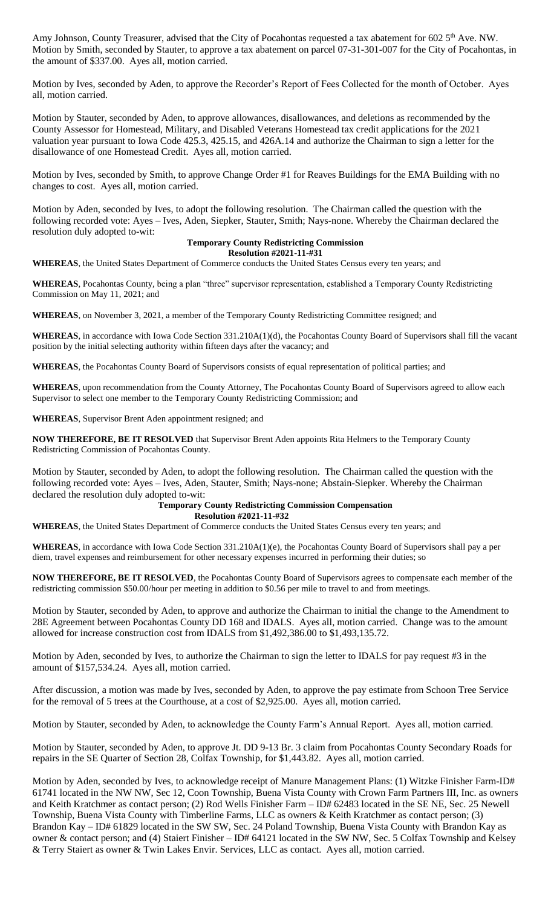Amy Johnson, County Treasurer, advised that the City of Pocahontas requested a tax abatement for 602 5th Ave. NW. Motion by Smith, seconded by Stauter, to approve a tax abatement on parcel 07-31-301-007 for the City of Pocahontas, in the amount of $337.00. Ayes all, motion carried.

Motion by Ives, seconded by Aden, to approve the Recorder's Report of Fees Collected for the month of October. Ayes all, motion carried.

Motion by Stauter, seconded by Aden, to approve allowances, disallowances, and deletions as recommended by the County Assessor for Homestead, Military, and Disabled Veterans Homestead tax credit applications for the 2021 valuation year pursuant to Iowa Code 425.3, 425.15, and 426A.14 and authorize the Chairman to sign a letter for the disallowance of one Homestead Credit. Ayes all, motion carried.

Motion by Ives, seconded by Smith, to approve Change Order #1 for Reaves Buildings for the EMA Building with no changes to cost. Ayes all, motion carried.

Motion by Aden, seconded by Ives, to adopt the following resolution. The Chairman called the question with the following recorded vote: Ayes – Ives, Aden, Siepker, Stauter, Smith; Nays-none. Whereby the Chairman declared the resolution duly adopted to-wit:

**Temporary County Redistricting Commission**
**Resolution #2021-11-#31**

**WHEREAS**, the United States Department of Commerce conducts the United States Census every ten years; and

**WHEREAS**, Pocahontas County, being a plan "three" supervisor representation, established a Temporary County Redistricting Commission on May 11, 2021; and

**WHEREAS**, on November 3, 2021, a member of the Temporary County Redistricting Committee resigned; and

**WHEREAS**, in accordance with Iowa Code Section 331.210A(1)(d), the Pocahontas County Board of Supervisors shall fill the vacant position by the initial selecting authority within fifteen days after the vacancy; and

**WHEREAS**, the Pocahontas County Board of Supervisors consists of equal representation of political parties; and

**WHEREAS**, upon recommendation from the County Attorney, The Pocahontas County Board of Supervisors agreed to allow each Supervisor to select one member to the Temporary County Redistricting Commission; and

**WHEREAS**, Supervisor Brent Aden appointment resigned; and

**NOW THEREFORE, BE IT RESOLVED** that Supervisor Brent Aden appoints Rita Helmers to the Temporary County Redistricting Commission of Pocahontas County.

Motion by Stauter, seconded by Aden, to adopt the following resolution. The Chairman called the question with the following recorded vote: Ayes – Ives, Aden, Stauter, Smith; Nays-none; Abstain-Siepker. Whereby the Chairman declared the resolution duly adopted to-wit:

**Temporary County Redistricting Commission Compensation**
**Resolution #2021-11-#32**

**WHEREAS**, the United States Department of Commerce conducts the United States Census every ten years; and

**WHEREAS**, in accordance with Iowa Code Section 331.210A(1)(e), the Pocahontas County Board of Supervisors shall pay a per diem, travel expenses and reimbursement for other necessary expenses incurred in performing their duties; so

**NOW THEREFORE, BE IT RESOLVED**, the Pocahontas County Board of Supervisors agrees to compensate each member of the redistricting commission $50.00/hour per meeting in addition to $0.56 per mile to travel to and from meetings.

Motion by Stauter, seconded by Aden, to approve and authorize the Chairman to initial the change to the Amendment to 28E Agreement between Pocahontas County DD 168 and IDALS. Ayes all, motion carried. Change was to the amount allowed for increase construction cost from IDALS from $1,492,386.00 to $1,493,135.72.

Motion by Aden, seconded by Ives, to authorize the Chairman to sign the letter to IDALS for pay request #3 in the amount of $157,534.24. Ayes all, motion carried.

After discussion, a motion was made by Ives, seconded by Aden, to approve the pay estimate from Schoon Tree Service for the removal of 5 trees at the Courthouse, at a cost of $2,925.00. Ayes all, motion carried.

Motion by Stauter, seconded by Aden, to acknowledge the County Farm's Annual Report. Ayes all, motion carried.

Motion by Stauter, seconded by Aden, to approve Jt. DD 9-13 Br. 3 claim from Pocahontas County Secondary Roads for repairs in the SE Quarter of Section 28, Colfax Township, for $1,443.82. Ayes all, motion carried.

Motion by Aden, seconded by Ives, to acknowledge receipt of Manure Management Plans: (1) Witzke Finisher Farm-ID# 61741 located in the NW NW, Sec 12, Coon Township, Buena Vista County with Crown Farm Partners III, Inc. as owners and Keith Kratchmer as contact person; (2) Rod Wells Finisher Farm – ID# 62483 located in the SE NE, Sec. 25 Newell Township, Buena Vista County with Timberline Farms, LLC as owners & Keith Kratchmer as contact person; (3) Brandon Kay – ID# 61829 located in the SW SW, Sec. 24 Poland Township, Buena Vista County with Brandon Kay as owner & contact person; and (4) Staiert Finisher – ID# 64121 located in the SW NW, Sec. 5 Colfax Township and Kelsey & Terry Staiert as owner & Twin Lakes Envir. Services, LLC as contact. Ayes all, motion carried.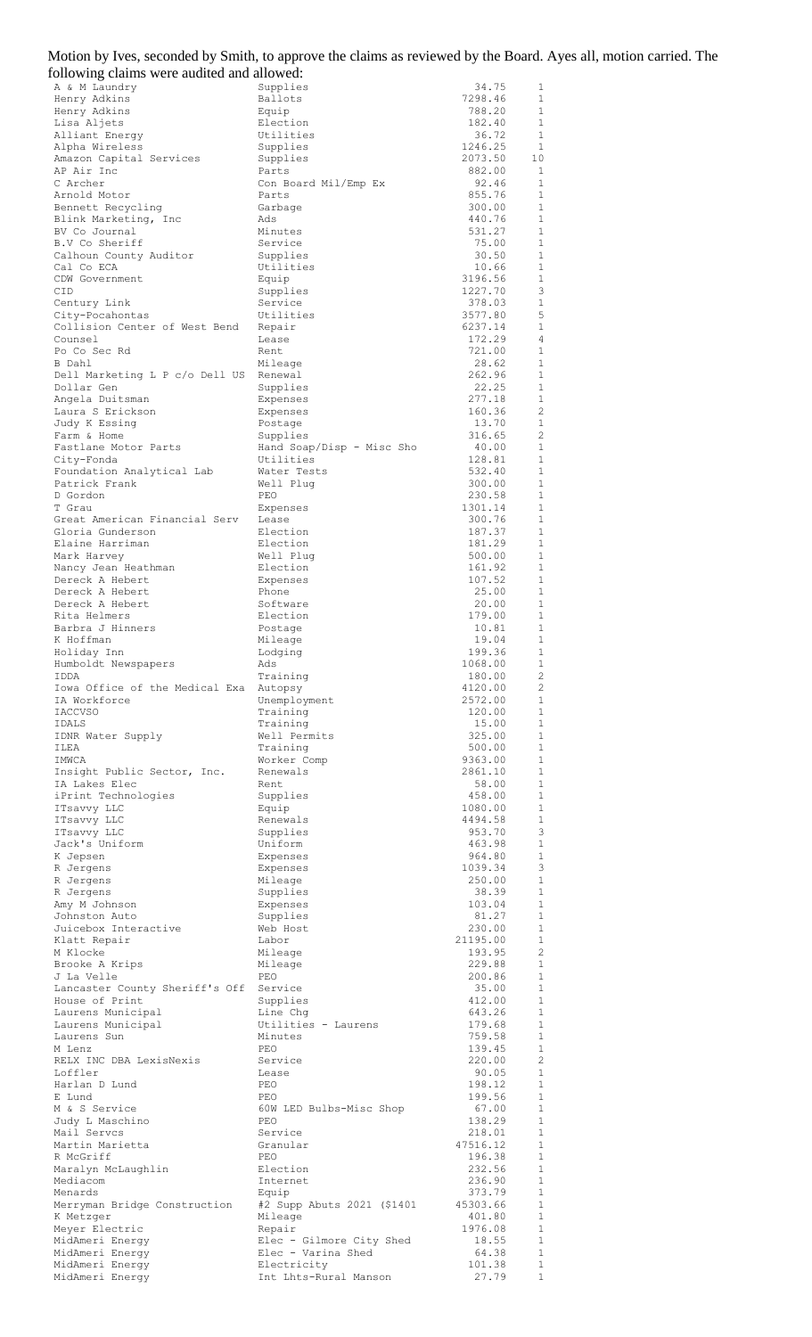Motion by Ives, seconded by Smith, to approve the claims as reviewed by the Board. Ayes all, motion carried. The following claims were audited and allowed:

| | | | |
|---|---|---|---|
| A & M Laundry | Supplies | 34.75 | 1 |
| Henry Adkins | Ballots | 7298.46 | 1 |
| Henry Adkins | Equip | 788.20 | 1 |
| Lisa Aljets | Election | 182.40 | 1 |
| Alliant Energy | Utilities | 36.72 | 1 |
| Alpha Wireless | Supplies | 1246.25 | 1 |
| Amazon Capital Services | Supplies | 2073.50 | 10 |
| AP Air Inc | Parts | 882.00 | 1 |
| C Archer | Con Board Mil/Emp Ex | 92.46 | 1 |
| Arnold Motor | Parts | 855.76 | 1 |
| Bennett Recycling | Garbage | 300.00 | 1 |
| Blink Marketing, Inc | Ads | 440.76 | 1 |
| BV Co Journal | Minutes | 531.27 | 1 |
| B.V Co Sheriff | Service | 75.00 | 1 |
| Calhoun County Auditor | Supplies | 30.50 | 1 |
| Cal Co ECA | Utilities | 10.66 | 1 |
| CDW Government | Equip | 3196.56 | 1 |
| CID | Supplies | 1227.70 | 3 |
| Century Link | Service | 378.03 | 1 |
| City-Pocahontas | Utilities | 3577.80 | 5 |
| Collision Center of West Bend | Repair | 6237.14 | 1 |
| Counsel | Lease | 172.29 | 4 |
| Po Co Sec Rd | Rent | 721.00 | 1 |
| B Dahl | Mileage | 28.62 | 1 |
| Dell Marketing L P c/o Dell US | Renewal | 262.96 | 1 |
| Dollar Gen | Supplies | 22.25 | 1 |
| Angela Duitsman | Expenses | 277.18 | 1 |
| Laura S Erickson | Expenses | 160.36 | 2 |
| Judy K Essing | Postage | 13.70 | 1 |
| Farm & Home | Supplies | 316.65 | 2 |
| Fastlane Motor Parts | Hand Soap/Disp - Misc Sho | 40.00 | 1 |
| City-Fonda | Utilities | 128.81 | 1 |
| Foundation Analytical Lab | Water Tests | 532.40 | 1 |
| Patrick Frank | Well Plug | 300.00 | 1 |
| D Gordon | PEO | 230.58 | 1 |
| T Grau | Expenses | 1301.14 | 1 |
| Great American Financial Serv | Lease | 300.76 | 1 |
| Gloria Gunderson | Election | 187.37 | 1 |
| Elaine Harriman | Election | 181.29 | 1 |
| Mark Harvey | Well Plug | 500.00 | 1 |
| Nancy Jean Heathman | Election | 161.92 | 1 |
| Dereck A Hebert | Expenses | 107.52 | 1 |
| Dereck A Hebert | Phone | 25.00 | 1 |
| Dereck A Hebert | Software | 20.00 | 1 |
| Rita Helmers | Election | 179.00 | 1 |
| Barbra J Hinners | Postage | 10.81 | 1 |
| K Hoffman | Mileage | 19.04 | 1 |
| Holiday Inn | Lodging | 199.36 | 1 |
| Humboldt Newspapers | Ads | 1068.00 | 1 |
| IDDA | Training | 180.00 | 2 |
| Iowa Office of the Medical Exa | Autopsy | 4120.00 | 2 |
| IA Workforce | Unemployment | 2572.00 | 1 |
| IACCVSO | Training | 120.00 | 1 |
| IDALS | Training | 15.00 | 1 |
| IDNR Water Supply | Well Permits | 325.00 | 1 |
| ILEA | Training | 500.00 | 1 |
| IMWCA | Worker Comp | 9363.00 | 1 |
| Insight Public Sector, Inc. | Renewals | 2861.10 | 1 |
| IA Lakes Elec | Rent | 58.00 | 1 |
| iPrint Technologies | Supplies | 458.00 | 1 |
| ITsavvy LLC | Equip | 1080.00 | 1 |
| ITsavvy LLC | Renewals | 4494.58 | 1 |
| ITsavvy LLC | Supplies | 953.70 | 3 |
| Jack's Uniform | Uniform | 463.98 | 1 |
| K Jepsen | Expenses | 964.80 | 1 |
| R Jergens | Expenses | 1039.34 | 3 |
| R Jergens | Mileage | 250.00 | 1 |
| R Jergens | Supplies | 38.39 | 1 |
| Amy M Johnson | Expenses | 103.04 | 1 |
| Johnston Auto | Supplies | 81.27 | 1 |
| Juicebox Interactive | Web Host | 230.00 | 1 |
| Klatt Repair | Labor | 21195.00 | 1 |
| M Klocke | Mileage | 193.95 | 2 |
| Brooke A Krips | Mileage | 229.88 | 1 |
| J La Velle | PEO | 200.86 | 1 |
| Lancaster County Sheriff's Off | Service | 35.00 | 1 |
| House of Print | Supplies | 412.00 | 1 |
| Laurens Municipal | Line Chg | 643.26 | 1 |
| Laurens Municipal | Utilities - Laurens | 179.68 | 1 |
| Laurens Sun | Minutes | 759.58 | 1 |
| M Lenz | PEO | 139.45 | 1 |
| RELX INC DBA LexisNexis | Service | 220.00 | 2 |
| Loffler | Lease | 90.05 | 1 |
| Harlan D Lund | PEO | 198.12 | 1 |
| E Lund | PEO | 199.56 | 1 |
| M & S Service | 60W LED Bulbs-Misc Shop | 67.00 | 1 |
| Judy L Maschino | PEO | 138.29 | 1 |
| Mail Servcs | Service | 218.01 | 1 |
| Martin Marietta | Granular | 47516.12 | 1 |
| R McGriff | PEO | 196.38 | 1 |
| Maralyn McLaughlin | Election | 232.56 | 1 |
| Mediacom | Internet | 236.90 | 1 |
| Menards | Equip | 373.79 | 1 |
| Merryman Bridge Construction | #2 Supp Abuts 2021 ($1401 | 45303.66 | 1 |
| K Metzger | Mileage | 401.80 | 1 |
| Meyer Electric | Repair | 1976.08 | 1 |
| MidAmeri Energy | Elec - Gilmore City Shed | 18.55 | 1 |
| MidAmeri Energy | Elec - Varina Shed | 64.38 | 1 |
| MidAmeri Energy | Electricity | 101.38 | 1 |
| MidAmeri Energy | Int Lhts-Rural Manson | 27.79 | 1 |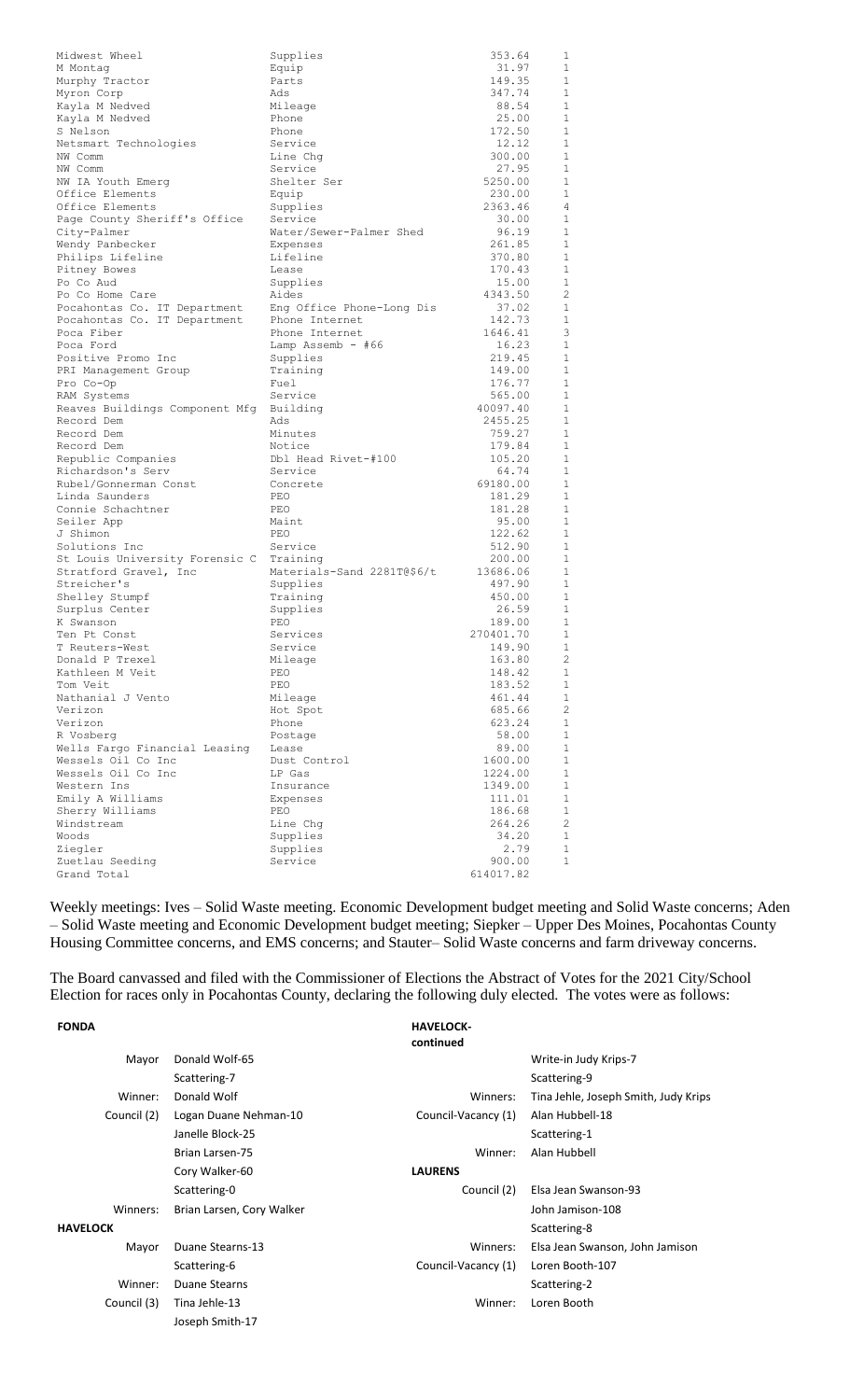| | | | |
|---|---|---|---|
| Midwest Wheel | Supplies | 353.64 | 1 |
| M Montag | Equip | 31.97 | 1 |
| Murphy Tractor | Parts | 149.35 | 1 |
| Myron Corp | Ads | 347.74 | 1 |
| Kayla M Nedved | Mileage | 88.54 | 1 |
| Kayla M Nedved | Phone | 25.00 | 1 |
| S Nelson | Phone | 172.50 | 1 |
| Netsmart Technologies | Service | 12.12 | 1 |
| NW Comm | Line Chg | 300.00 | 1 |
| NW Comm | Service | 27.95 | 1 |
| NW IA Youth Emerg | Shelter Ser | 5250.00 | 1 |
| Office Elements | Equip | 230.00 | 1 |
| Office Elements | Supplies | 2363.46 | 4 |
| Page County Sheriff's Office | Service | 30.00 | 1 |
| City-Palmer | Water/Sewer-Palmer Shed | 96.19 | 1 |
| Wendy Panbecker | Expenses | 261.85 | 1 |
| Philips Lifeline | Lifeline | 370.80 | 1 |
| Pitney Bowes | Lease | 170.43 | 1 |
| Po Co Aud | Supplies | 15.00 | 1 |
| Po Co Home Care | Aides | 4343.50 | 2 |
| Pocahontas Co. IT Department | Eng Office Phone-Long Dis | 37.02 | 1 |
| Pocahontas Co. IT Department | Phone Internet | 142.73 | 1 |
| Poca Fiber | Phone Internet | 1646.41 | 3 |
| Poca Ford | Lamp Assemb - #66 | 16.23 | 1 |
| Positive Promo Inc | Supplies | 219.45 | 1 |
| PRI Management Group | Training | 149.00 | 1 |
| Pro Co-Op | Fuel | 176.77 | 1 |
| RAM Systems | Service | 565.00 | 1 |
| Reaves Buildings Component Mfg | Building | 40097.40 | 1 |
| Record Dem | Ads | 2455.25 | 1 |
| Record Dem | Minutes | 759.27 | 1 |
| Record Dem | Notice | 179.84 | 1 |
| Republic Companies | Dbl Head Rivet-#100 | 105.20 | 1 |
| Richardson's Serv | Service | 64.74 | 1 |
| Rubel/Gonnerman Const | Concrete | 69180.00 | 1 |
| Linda Saunders | PEO | 181.29 | 1 |
| Connie Schachtner | PEO | 181.28 | 1 |
| Seiler App | Maint | 95.00 | 1 |
| J Shimon | PEO | 122.62 | 1 |
| Solutions Inc | Service | 512.90 | 1 |
| St Louis University Forensic C | Training | 200.00 | 1 |
| Stratford Gravel, Inc | Materials-Sand 2281T@$6/t | 13686.06 | 1 |
| Streicher's | Supplies | 497.90 | 1 |
| Shelley Stumpf | Training | 450.00 | 1 |
| Surplus Center | Supplies | 26.59 | 1 |
| K Swanson | PEO | 189.00 | 1 |
| Ten Pt Const | Services | 270401.70 | 1 |
| T Reuters-West | Service | 149.90 | 1 |
| Donald P Trexel | Mileage | 163.80 | 2 |
| Kathleen M Veit | PEO | 148.42 | 1 |
| Tom Veit | PEO | 183.52 | 1 |
| Nathanial J Vento | Mileage | 461.44 | 1 |
| Verizon | Hot Spot | 685.66 | 2 |
| Verizon | Phone | 623.24 | 1 |
| R Vosberg | Postage | 58.00 | 1 |
| Wells Fargo Financial Leasing | Lease | 89.00 | 1 |
| Wessels Oil Co Inc | Dust Control | 1600.00 | 1 |
| Wessels Oil Co Inc | LP Gas | 1224.00 | 1 |
| Western Ins | Insurance | 1349.00 | 1 |
| Emily A Williams | Expenses | 111.01 | 1 |
| Sherry Williams | PEO | 186.68 | 1 |
| Windstream | Line Chg | 264.26 | 2 |
| Woods | Supplies | 34.20 | 1 |
| Ziegler | Supplies | 2.79 | 1 |
| Zuetlau Seeding | Service | 900.00 | 1 |
| Grand Total | | 614017.82 | |

Weekly meetings: Ives – Solid Waste meeting. Economic Development budget meeting and Solid Waste concerns; Aden – Solid Waste meeting and Economic Development budget meeting; Siepker – Upper Des Moines, Pocahontas County Housing Committee concerns, and EMS concerns; and Stauter– Solid Waste concerns and farm driveway concerns.

The Board canvassed and filed with the Commissioner of Elections the Abstract of Votes for the 2021 City/School Election for races only in Pocahontas County, declaring the following duly elected. The votes were as follows:

| | |
|---|---|
| **FONDA** | |
| Mayor | Donald Wolf-65 |
| | Scattering-7 |
| Winner: | Donald Wolf |
| Council (2) | Logan Duane Nehman-10 |
| | Janelle Block-25 |
| | Brian Larsen-75 |
| | Cory Walker-60 |
| | Scattering-0 |
| Winners: | Brian Larsen, Cory Walker |
| **HAVELOCK** | |
| Mayor | Duane Stearns-13 |
| | Scattering-6 |
| Winner: | Duane Stearns |
| Council (3) | Tina Jehle-13 |
| | Joseph Smith-17 |
| **HAVELOCK-continued** | |
| | Write-in Judy Krips-7 |
| | Scattering-9 |
| Winners: | Tina Jehle, Joseph Smith, Judy Krips |
| Council-Vacancy (1) | Alan Hubbell-18 |
| | Scattering-1 |
| Winner: | Alan Hubbell |
| **LAURENS** | |
| Council (2) | Elsa Jean Swanson-93 |
| | John Jamison-108 |
| | Scattering-8 |
| Winners: | Elsa Jean Swanson, John Jamison |
| Council-Vacancy (1) | Loren Booth-107 |
| | Scattering-2 |
| Winner: | Loren Booth |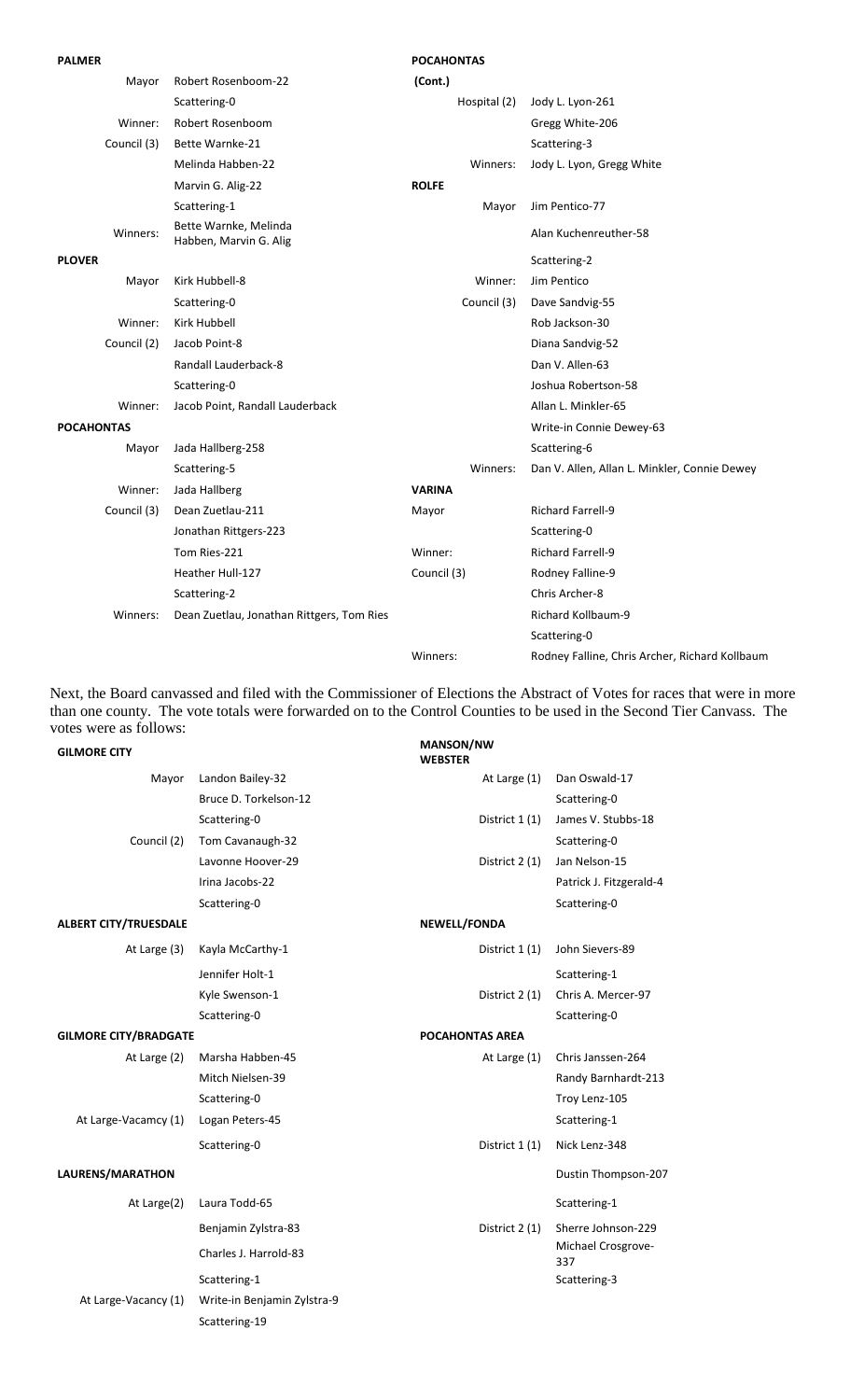| | |
|---|---|
| **PALMER** | |
| Mayor | Robert Rosenboom-22 |
| | Scattering-0 |
| Winner: | Robert Rosenboom |
| Council (3) | Bette Warnke-21 |
| | Melinda Habben-22 |
| | Marvin G. Alig-22 |
| | Scattering-1 |
| Winners: | Bette Warnke, Melinda Habben, Marvin G. Alig |
| **PLOVER** | |
| Mayor | Kirk Hubbell-8 |
| | Scattering-0 |
| Winner: | Kirk Hubbell |
| Council (2) | Jacob Point-8 |
| | Randall Lauderback-8 |
| | Scattering-0 |
| Winner: | Jacob Point, Randall Lauderback |
| **POCAHONTAS** | |
| Mayor | Jada Hallberg-258 |
| | Scattering-5 |
| Winner: | Jada Hallberg |
| Council (3) | Dean Zuetlau-211 |
| | Jonathan Rittgers-223 |
| | Tom Ries-221 |
| | Heather Hull-127 |
| | Scattering-2 |
| Winners: | Dean Zuetlau, Jonathan Rittgers, Tom Ries |
| **POCAHONTAS (Cont.)** | |
| Hospital (2) | Jody L. Lyon-261 |
| | Gregg White-206 |
| | Scattering-3 |
| Winners: | Jody L. Lyon, Gregg White |
| **ROLFE** | |
| Mayor | Jim Pentico-77 |
| | Alan Kuchenreuther-58 |
| | Scattering-2 |
| Winner: | Jim Pentico |
| Council (3) | Dave Sandvig-55 |
| | Rob Jackson-30 |
| | Diana Sandvig-52 |
| | Dan V. Allen-63 |
| | Joshua Robertson-58 |
| | Allan L. Minkler-65 |
| | Write-in Connie Dewey-63 |
| | Scattering-6 |
| Winners: | Dan V. Allen, Allan L. Minkler, Connie Dewey |
| **VARINA** | |
| Mayor | Richard Farrell-9 |
| | Scattering-0 |
| Winner: | Richard Farrell-9 |
| Council (3) | Rodney Falline-9 |
| | Chris Archer-8 |
| | Richard Kollbaum-9 |
| | Scattering-0 |
| Winners: | Rodney Falline, Chris Archer, Richard Kollbaum |

Next, the Board canvassed and filed with the Commissioner of Elections the Abstract of Votes for races that were in more than one county. The vote totals were forwarded on to the Control Counties to be used in the Second Tier Canvass. The votes were as follows:

| | |
|---|---|
| **GILMORE CITY** | |
| Mayor | Landon Bailey-32 |
| | Bruce D. Torkelson-12 |
| | Scattering-0 |
| Council (2) | Tom Cavanaugh-32 |
| | Lavonne Hoover-29 |
| | Irina Jacobs-22 |
| | Scattering-0 |
| **ALBERT CITY/TRUESDALE** | |
| At Large (3) | Kayla McCarthy-1 |
| | Jennifer Holt-1 |
| | Kyle Swenson-1 |
| | Scattering-0 |
| **GILMORE CITY/BRADGATE** | |
| At Large (2) | Marsha Habben-45 |
| | Mitch Nielsen-39 |
| | Scattering-0 |
| At Large-Vacamcy (1) | Logan Peters-45 |
| | Scattering-0 |
| **LAURENS/MARATHON** | |
| At Large(2) | Laura Todd-65 |
| | Benjamin Zylstra-83 |
| | Charles J. Harrold-83 |
| | Scattering-1 |
| At Large-Vacancy (1) | Write-in Benjamin Zylstra-9 |
| | Scattering-19 |
| **MANSON/NW WEBSTER** | |
| At Large (1) | Dan Oswald-17 |
| | Scattering-0 |
| District 1 (1) | James V. Stubbs-18 |
| | Scattering-0 |
| District 2 (1) | Jan Nelson-15 |
| | Patrick J. Fitzgerald-4 |
| | Scattering-0 |
| **NEWELL/FONDA** | |
| District 1 (1) | John Sievers-89 |
| | Scattering-1 |
| District 2 (1) | Chris A. Mercer-97 |
| | Scattering-0 |
| **POCAHONTAS AREA** | |
| At Large (1) | Chris Janssen-264 |
| | Randy Barnhardt-213 |
| | Troy Lenz-105 |
| | Scattering-1 |
| District 1 (1) | Nick Lenz-348 |
| | Dustin Thompson-207 |
| | Scattering-1 |
| District 2 (1) | Sherre Johnson-229 |
| | Michael Crosgrove-337 |
| | Scattering-3 |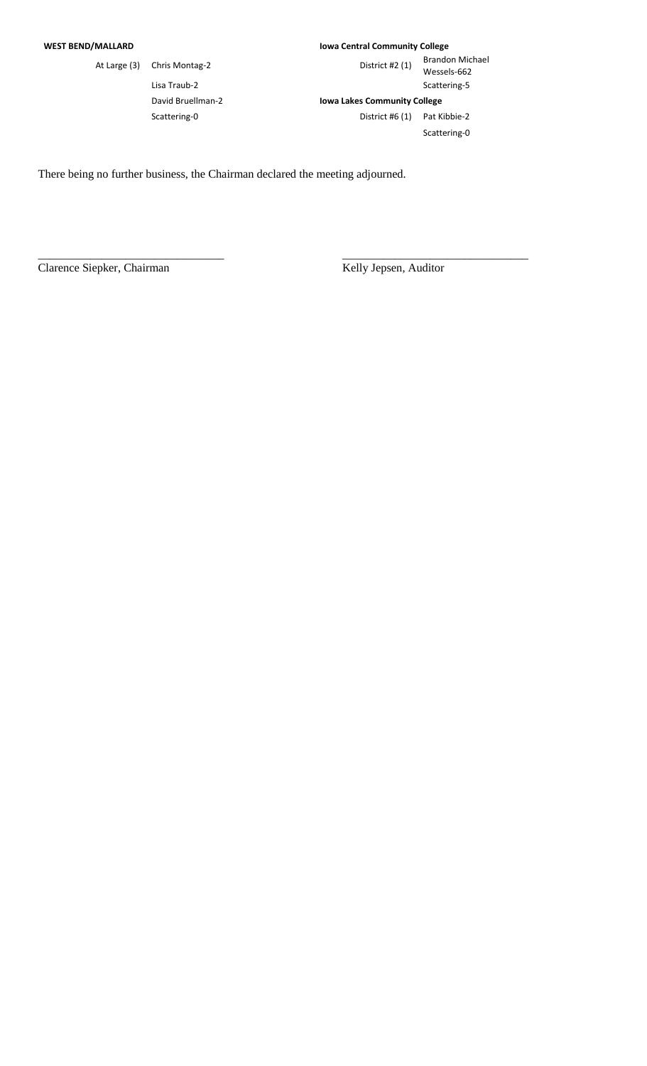**WEST BEND/MALLARD**

| | |
|---|---|
| At Large (3) | Chris Montag-2 |
| | Lisa Traub-2 |
| | David Bruellman-2 |
| | Scattering-0 |

**Iowa Central Community College**

| | |
|---|---|
| District #2 (1) | Brandon Michael Wessels-662 |
| | Scattering-5 |

**Iowa Lakes Community College**

| | |
|---|---|
| District #6 (1) | Pat Kibbie-2 |
| | Scattering-0 |

There being no further business, the Chairman declared the meeting adjourned.

\_\_\_\_\_\_\_\_\_\_\_\_\_\_\_\_\_\_\_\_\_\_\_\_\_\_\_\_\_\_\_\_
Clarence Siepker, Chairman

\_\_\_\_\_\_\_\_\_\_\_\_\_\_\_\_\_\_\_\_\_\_\_\_\_\_\_\_\_\_\_\_
Kelly Jepsen, Auditor